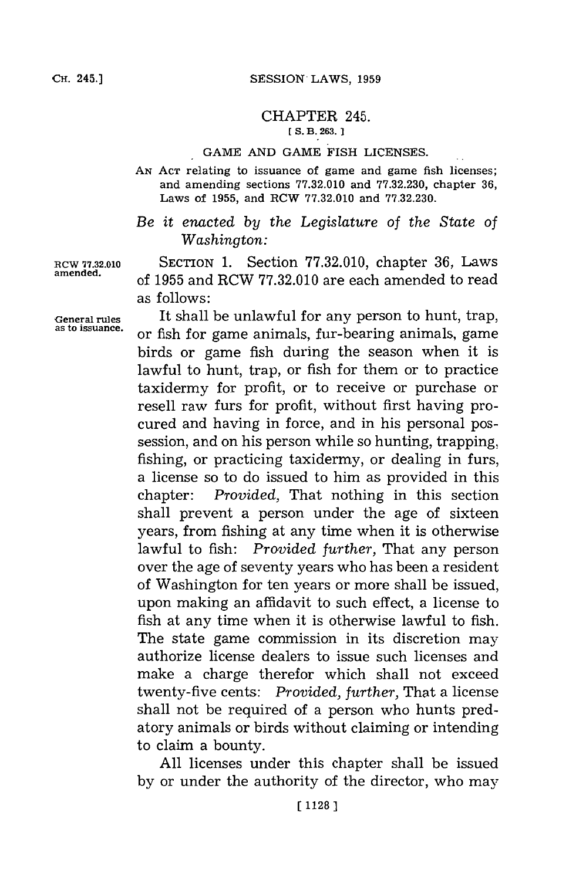# CHAPTER 245.

[ S. B. 263. ]

## GAME AND GAME FISH LICENSES.

AN ACT relating to issuance of game and game fish licenses; and amending sections 77.32.010 and 77.32.230, chapter 36, Laws of 1955, and RCW 77.32.010 and 77.32.230.

*Be it enacted by the Legislature of the State of Washington:*

RCW 77.32.010 amended.

SECTION 1. Section 77.32.010, chapter 36, Laws of 1955 and RCW 77.32.010 are each amended to read as follows:

General rules as to issuance.

It shall be unlawful for any person to hunt, trap, or fish for game animals, fur-bearing animals, game birds or game fish during the season when it is lawful to hunt, trap, or fish for them or to practice taxidermy for profit, or to receive or purchase or resell raw furs for profit, without first having procured and having in force, and in his personal possession, and on his person while so hunting, trapping, fishing, or practicing taxidermy, or dealing in furs, a license so to do issued to him as provided in this chapter: *Provided,* That nothing in this section shall prevent a person under the age of sixteen years, from fishing at any time when it is otherwise lawful to fish: *Provided further,* That any person over the age of seventy years who has been a resident of Washington for ten years or more shall be issued, upon making an affidavit to such effect, a license to fish at any time when it is otherwise lawful to fish. The state game commission in its discretion may authorize license dealers to issue such licenses and make a charge therefor which shall not exceed twenty-five cents: *Provided, further,* That a license shall not be required of a person who hunts predatory animals or birds without claiming or intending to claim a bounty.

All licenses under this chapter shall be issued by or under the authority of the director, who may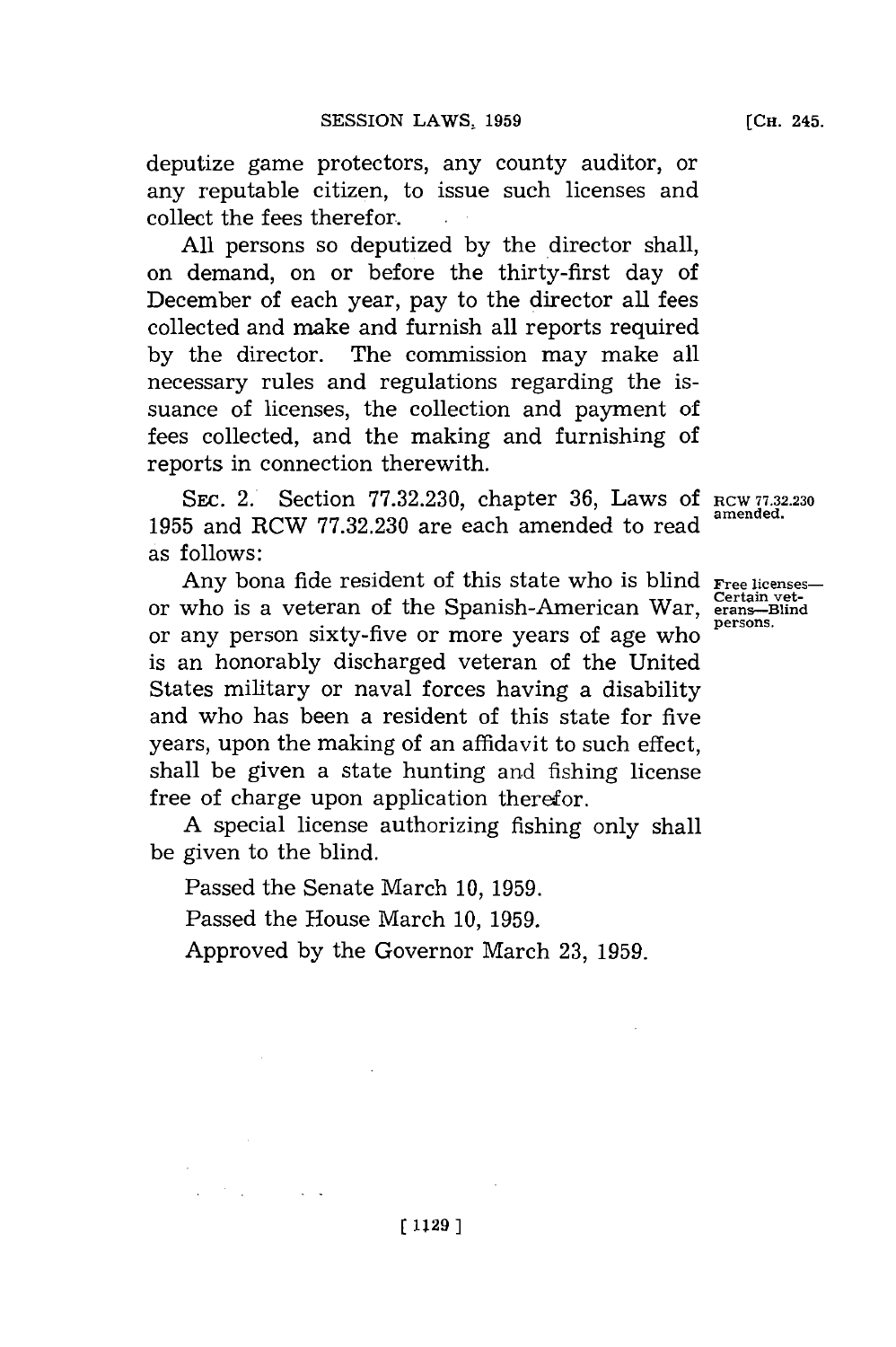deputize game protectors, any county auditor, or any reputable citizen, to issue such licenses and collect the fees therefor.

All persons so deputized by the director shall, on demand, on or before the thirty-first day of December of each year, pay to the director all fees collected and make and furnish all reports required by the director. The commission may make all necessary rules and regulations regarding the issuance of licenses, the collection and payment of fees collected, and the making and furnishing of reports in connection therewith.

SEC. 2. Section 77.32.230, chapter 36, Laws of 1955 and RCW 77.32.230 are each amended to read as follows:

RCW 77.32.230 amended.

Any bona fide resident of this state who is blind or who is a veteran of the Spanish-American War, or any person sixty-five or more years of age who is an honorably discharged veteran of the United States military or naval forces having a disability and who has been a resident of this state for five years, upon the making of an affidavit to such effect, shall be given a state hunting and fishing license free of charge upon application therefor.

Free licenses—Certain veterans—Blind persons.

A special license authorizing fishing only shall be given to the blind.

Passed the Senate March 10, 1959.

Passed the House March 10, 1959.

Approved by the Governor March 23, 1959.